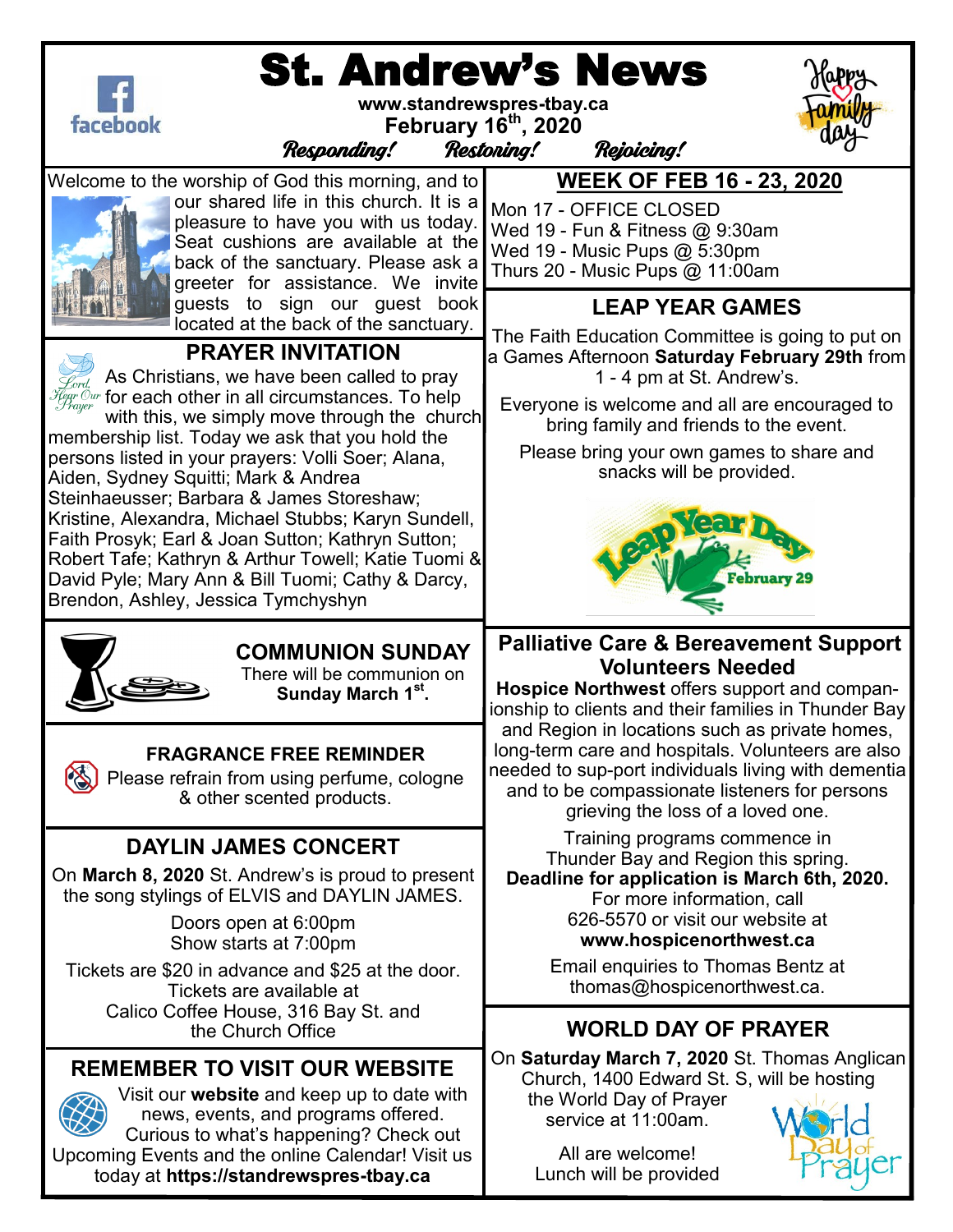# St. Andrew's News

www.standrewspres-tbay.ca

February 16th, 2020

*Responding! Restoring! Rejoicing!*

Welcome to the worship of God this morning, and to our shared life in this church. It is a pleasure to have you with us today. Seat cushions are available at the back of the sanctuary. Please ask a greeter for assistance. We invite guests to sign our guest book located at the back of the sanctuary.

## PRAYER INVITATION

As Christians, we have been called to pray for each other in all circumstances. To help with this, we simply move through the church membership list. Today we ask that you hold the persons listed in your prayers: Volli Soer; Alana, Aiden, Sydney Squitti; Mark & Andrea Steinhaeusser; Barbara & James Storeshaw; Kristine, Alexandra, Michael Stubbs; Karyn Sundell, Faith Prosyk; Earl & Joan Sutton; Kathryn Sutton; Robert Tafe; Kathryn & Arthur Towell; Katie Tuomi & David Pyle; Mary Ann & Bill Tuomi; Cathy & Darcy, Brendon, Ashley, Jessica Tymchyshyn

## COMMUNION SUNDAY

There will be communion on **Sunday March 1st.**

## FRAGRANCE FREE REMINDER

Please refrain from using perfume, cologne & other scented products.

## DAYLIN JAMES CONCERT

On **March 8, 2020** St. Andrew's is proud to present the song stylings of ELVIS and DAYLIN JAMES.

Doors open at 6:00pm
Show starts at 7:00pm

Tickets are $20 in advance and $25 at the door. Tickets are available at Calico Coffee House, 316 Bay St. and the Church Office

## REMEMBER TO VISIT OUR WEBSITE

Visit our **website** and keep up to date with news, events, and programs offered. Curious to what's happening? Check out Upcoming Events and the online Calendar! Visit us today at **https://standrewspres-tbay.ca**

## WEEK OF FEB 16 - 23, 2020

Mon 17 - OFFICE CLOSED
Wed 19 - Fun & Fitness @ 9:30am
Wed 19 - Music Pups @ 5:30pm
Thurs 20 - Music Pups @ 11:00am

## LEAP YEAR GAMES

The Faith Education Committee is going to put on a Games Afternoon **Saturday February 29th** from 1 - 4 pm at St. Andrew's.

Everyone is welcome and all are encouraged to bring family and friends to the event.

Please bring your own games to share and snacks will be provided.

## Palliative Care & Bereavement Support Volunteers Needed

**Hospice Northwest** offers support and companionship to clients and their families in Thunder Bay and Region in locations such as private homes, long-term care and hospitals. Volunteers are also needed to sup-port individuals living with dementia and to be compassionate listeners for persons grieving the loss of a loved one.

Training programs commence in Thunder Bay and Region this spring. **Deadline for application is March 6th, 2020.** For more information, call 626-5570 or visit our website at **www.hospicenorthwest.ca**

Email enquiries to Thomas Bentz at thomas@hospicenorthwest.ca.

## WORLD DAY OF PRAYER

On **Saturday March 7, 2020** St. Thomas Anglican Church, 1400 Edward St. S, will be hosting the World Day of Prayer service at 11:00am.

All are welcome!
Lunch will be provided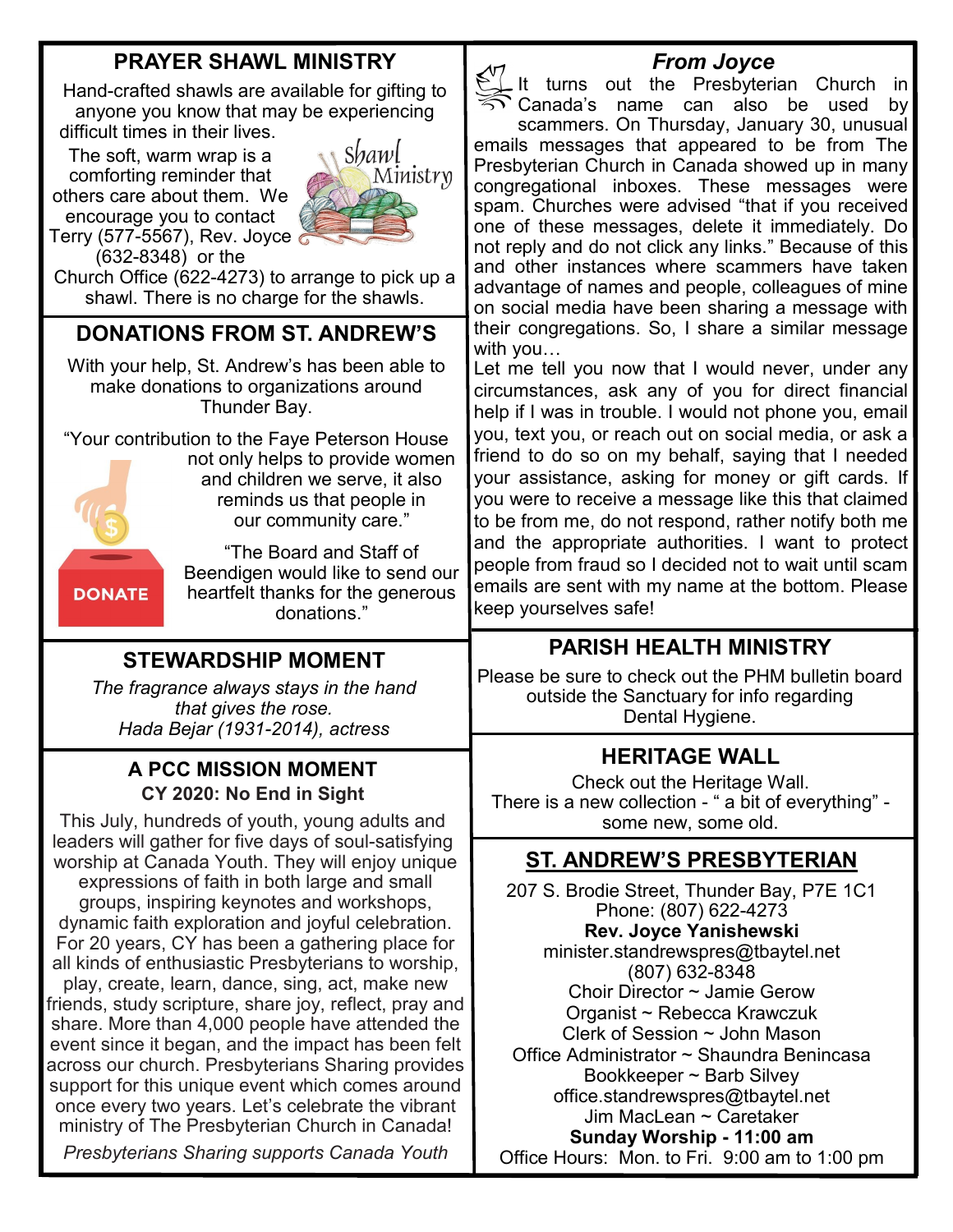## PRAYER SHAWL MINISTRY

Hand-crafted shawls are available for gifting to anyone you know that may be experiencing difficult times in their lives.

The soft, warm wrap is a comforting reminder that others care about them. We encourage you to contact Terry (577-5567), Rev. Joyce (632-8348) or the Church Office (622-4273) to arrange to pick up a shawl. There is no charge for the shawls.

## DONATIONS FROM ST. ANDREW'S

With your help, St. Andrew's has been able to make donations to organizations around Thunder Bay.

"Your contribution to the Faye Peterson House not only helps to provide women and children we serve, it also reminds us that people in our community care."

"The Board and Staff of Beendigen would like to send our heartfelt thanks for the generous donations."

## STEWARDSHIP MOMENT

*The fragrance always stays in the hand that gives the rose.*
*Hada Bejar (1931-2014), actress*

## A PCC MISSION MOMENT

**CY 2020: No End in Sight**

This July, hundreds of youth, young adults and leaders will gather for five days of soul-satisfying worship at Canada Youth. They will enjoy unique expressions of faith in both large and small groups, inspiring keynotes and workshops, dynamic faith exploration and joyful celebration. For 20 years, CY has been a gathering place for all kinds of enthusiastic Presbyterians to worship, play, create, learn, dance, sing, act, make new friends, study scripture, share joy, reflect, pray and share. More than 4,000 people have attended the event since it began, and the impact has been felt across our church. Presbyterians Sharing provides support for this unique event which comes around once every two years. Let's celebrate the vibrant ministry of The Presbyterian Church in Canada!

*Presbyterians Sharing supports Canada Youth*

## *From Joyce*

It turns out the Presbyterian Church in Canada's name can also be used by scammers. On Thursday, January 30, unusual emails messages that appeared to be from The Presbyterian Church in Canada showed up in many congregational inboxes. These messages were spam. Churches were advised "that if you received one of these messages, delete it immediately. Do not reply and do not click any links." Because of this and other instances where scammers have taken advantage of names and people, colleagues of mine on social media have been sharing a message with their congregations. So, I share a similar message with you…

Let me tell you now that I would never, under any circumstances, ask any of you for direct financial help if I was in trouble. I would not phone you, email you, text you, or reach out on social media, or ask a friend to do so on my behalf, saying that I needed your assistance, asking for money or gift cards. If you were to receive a message like this that claimed to be from me, do not respond, rather notify both me and the appropriate authorities. I want to protect people from fraud so I decided not to wait until scam emails are sent with my name at the bottom. Please keep yourselves safe!

## PARISH HEALTH MINISTRY

Please be sure to check out the PHM bulletin board outside the Sanctuary for info regarding Dental Hygiene.

## HERITAGE WALL

Check out the Heritage Wall.
There is a new collection - " a bit of everything" - some new, some old.

## ST. ANDREW'S PRESBYTERIAN

207 S. Brodie Street, Thunder Bay, P7E 1C1
Phone: (807) 622-4273
**Rev. Joyce Yanishewski**
minister.standrewspres@tbaytel.net
(807) 632-8348
Choir Director ~ Jamie Gerow
Organist ~ Rebecca Krawczuk
Clerk of Session ~ John Mason
Office Administrator ~ Shaundra Benincasa
Bookkeeper ~ Barb Silvey
office.standrewspres@tbaytel.net
Jim MacLean ~ Caretaker
**Sunday Worship - 11:00 am**
Office Hours: Mon. to Fri. 9:00 am to 1:00 pm